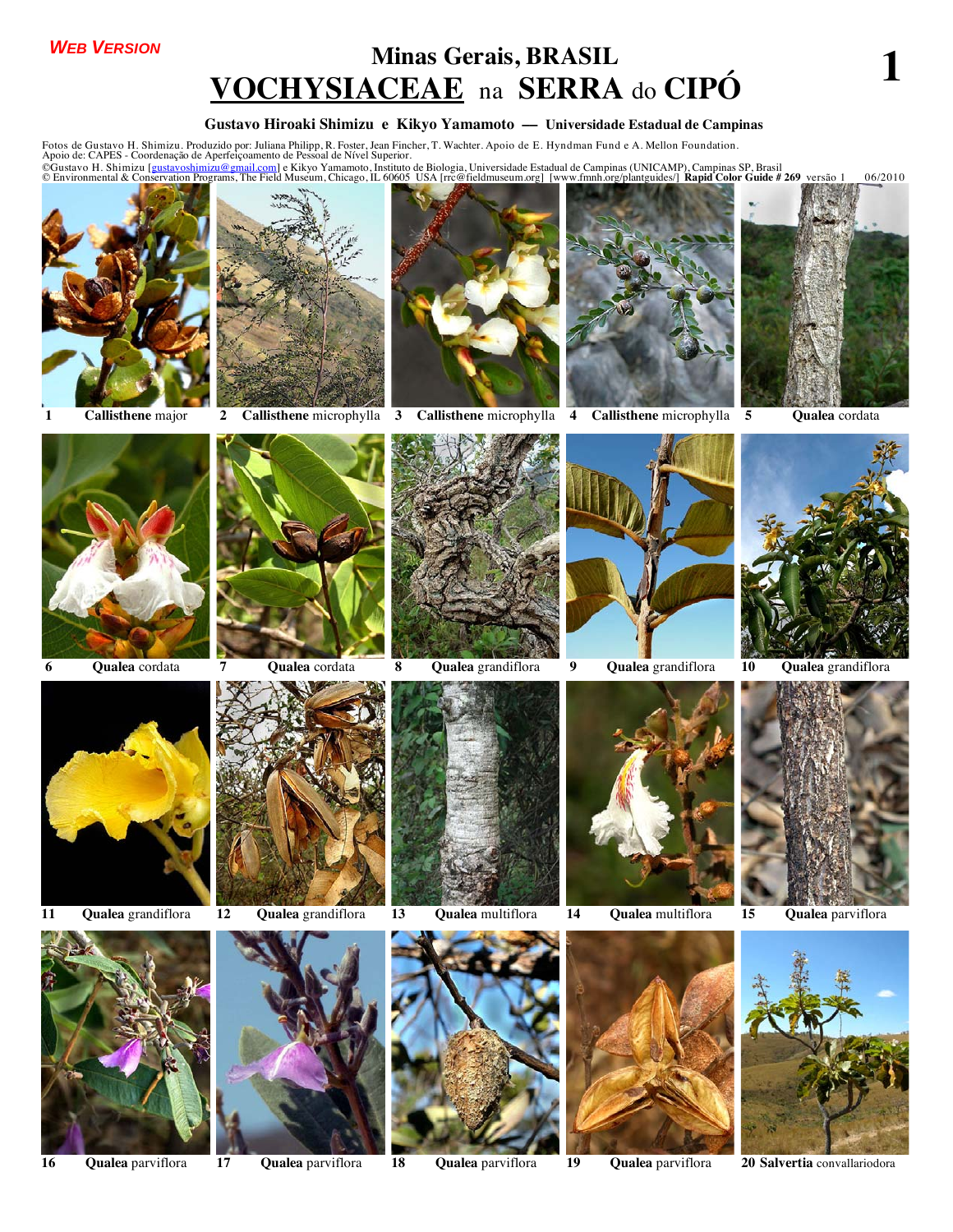**WEB VERSION**

# Minas Gerais, BRASIL
# VOCHYSIACEAE na SERRA do CIPÓ

**Gustavo Hiroaki Shimizu e Kikyo Yamamoto — Universidade Estadual de Campinas**

Fotos de Gustavo H. Shimizu. Produzido por: Juliana Philipp, R. Foster, Jean Fincher, T. Wachter. Apoio de E. Hyndman Fund e A. Mellon Foundation.
Apoio de: CAPES - Coordenação de Aperfeiçoamento de Pessoal de Nível Superior.
©Gustavo H. Shimizu [gustavoshimizu@gmail.com] e Kikyo Yamamoto, Instituto de Biologia, Universidade Estadual de Campinas (UNICAMP), Campinas SP, Brasil
© Environmental & Conservation Programs, The Field Museum, Chicago, IL 60605 USA [rrc@fieldmuseum.org] [www.fmnh.org/plantguides/] **Rapid Color Guide # 269** versão 1 06/2010

1 **Callisthene** major

2 **Callisthene** microphylla

3 **Callisthene** microphylla

4 **Callisthene** microphylla

5 **Qualea** cordata

6 **Qualea** cordata

7 **Qualea** cordata

8 **Qualea** grandiflora

9 **Qualea** grandiflora

10 **Qualea** grandiflora

11 **Qualea** grandiflora

12 **Qualea** grandiflora

13 **Qualea** multiflora

14 **Qualea** multiflora

15 **Qualea** parviflora

16 **Qualea** parviflora

17 **Qualea** parviflora

18 **Qualea** parviflora

19 **Qualea** parviflora

20 **Salvertia** convallariodora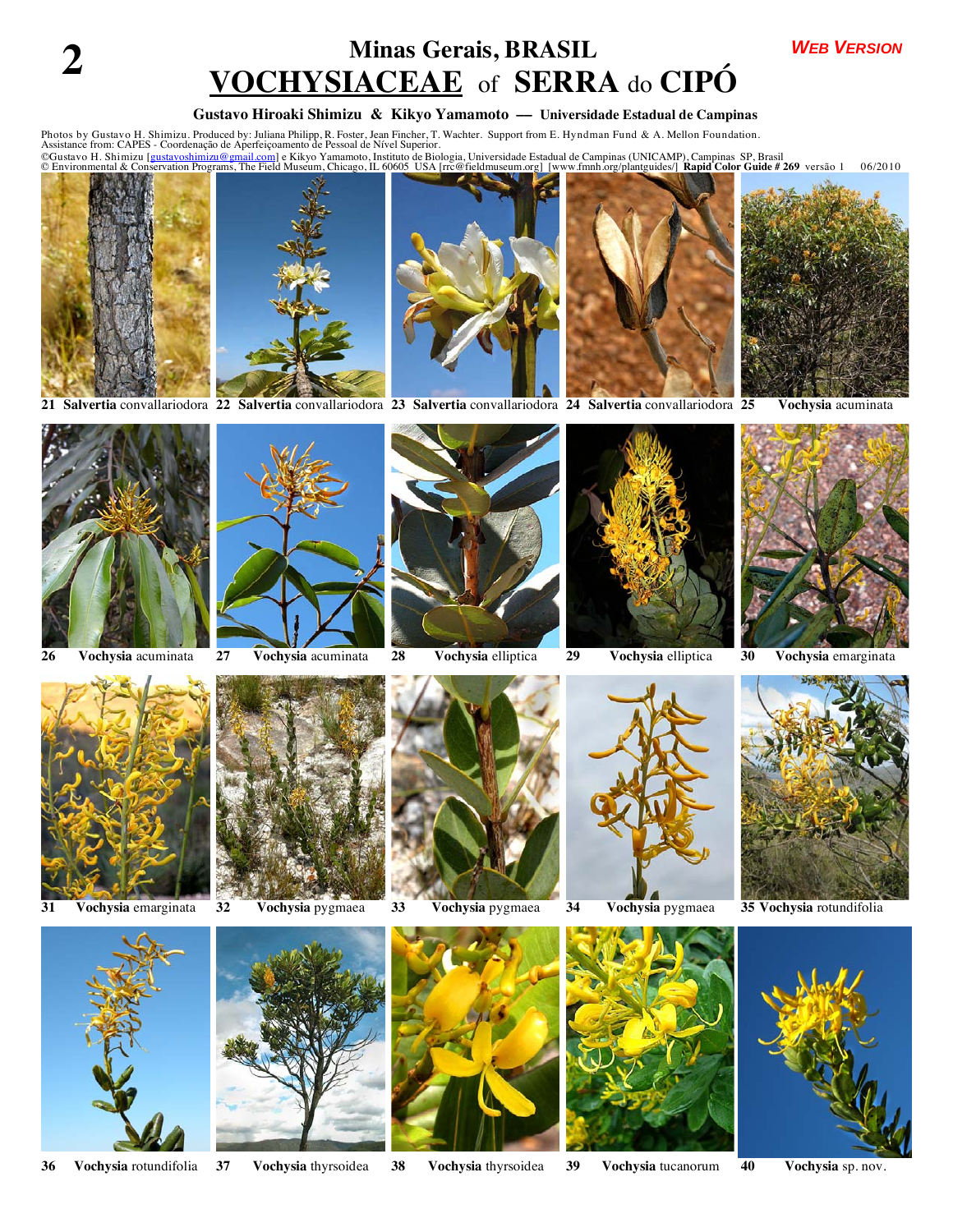# Minas Gerais, BRASIL

# VOCHYSIACEAE of SERRA do CIPÓ

**WEB VERSION**

**Gustavo Hiroaki Shimizu & Kikyo Yamamoto — Universidade Estadual de Campinas**

Photos by Gustavo H. Shimizu. Produced by: Juliana Philipp, R. Foster, Jean Fincher, T. Wachter. Support from E. Hyndman Fund & A. Mellon Foundation.
Assistance from: CAPES - Coordenação de Aperfeiçoamento de Pessoal de Nível Superior.
©Gustavo H. Shimizu [gustavoshimizu@gmail.com] e Kikyo Yamamoto, Instituto de Biologia, Universidade Estadual de Campinas (UNICAMP), Campinas SP, Brasil
© Environmental & Conservation Programs, The Field Museum, Chicago, IL 60605 USA [rrc@fieldmuseum.org] [www.fmnh.org/plantguides/] **Rapid Color Guide # 269** versão 1 06/2010

21 **Salvertia** convallariodora

22 **Salvertia** convallariodora

23 **Salvertia** convallariodora

24 **Salvertia** convallariodora

25 **Vochysia** acuminata

26 **Vochysia** acuminata

27 **Vochysia** acuminata

28 **Vochysia** elliptica

29 **Vochysia** elliptica

30 **Vochysia** emarginata

31 **Vochysia** emarginata

32 **Vochysia** pygmaea

33 **Vochysia** pygmaea

34 **Vochysia** pygmaea

35 **Vochysia** rotundifolia

36 **Vochysia** rotundifolia

37 **Vochysia** thyrsoidea

38 **Vochysia** thyrsoidea

39 **Vochysia** tucanorum

40 **Vochysia** sp. nov.